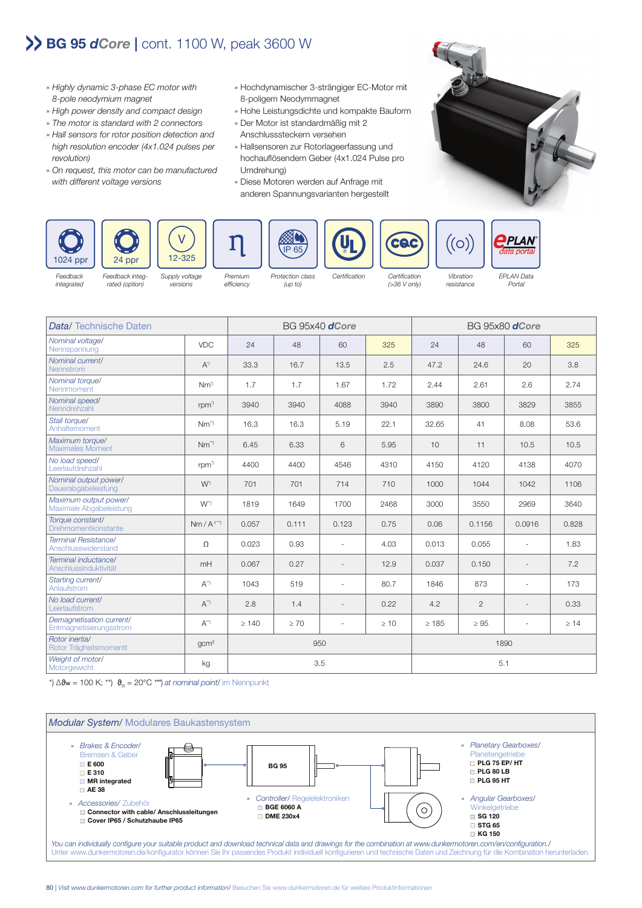# BG 95 *dCore* | cont. 1100 W, peak 3600 W

- *Highly dynamic 3-phase EC motor with 8-pole neodymium magnet*
- *High power density and compact design*
- *The motor is standard with 2 connectors*
- *Hall sensors for rotor position detection and high resolution encoder (4x1.024 pulses per revolution)*
- *On request, this motor can be manufactured with different voltage versions*

- Hochdynamischer 3-strängiger EC-Motor mit 8-poligem Neodymmagnet
- Hohe Leistungsdichte und kompakte Bauform
- Der Motor ist standardmäßig mit 2 Anschlusssteckern versehen
- Hallsensoren zur Rotorlageerfassung und hochauflösendem Geber (4x1.024 Pulse pro Umdrehung)
- Diese Motoren werden auf Anfrage mit anderen Spannungsvarianten hergestellt

| 1024 ppr | 24 ppr | V 12-325 | η | IP 65 | UL | CSA | ((o)) | EPLAN data portal |
|---|---|---|---|---|---|---|---|---|
| Feedback integrated | Feedback integrated (option) | Supply voltage versions | Premium efficiency | Protection class (up to) | Certification | Certification (>36 V only) | Vibration resistance | EPLAN Data Portal |

| Data/ Technische Daten | | BG 95x40 dCore | | | | BG 95x80 dCore | | | |
|---|---|---|---|---|---|---|---|---|---|
| Nominal voltage/ Nennspannung | VDC | 24 | 48 | 60 | 325 | 24 | 48 | 60 | 325 |
| Nominal current/ Nennstrom | A*) | 33.3 | 16.7 | 13.5 | 2.5 | 47.2 | 24.6 | 20 | 3.8 |
| Nominal torque/ Nennmoment | Nm*) | 1.7 | 1.7 | 1.67 | 1.72 | 2.44 | 2.61 | 2.6 | 2.74 |
| Nominal speed/ Nenndrehzahl | rpm*) | 3940 | 3940 | 4088 | 3940 | 3890 | 3800 | 3829 | 3855 |
| Stall torque/ Anhaltemoment | Nm**) | 16.3 | 16.3 | 5.19 | 22.1 | 32.65 | 41 | 8.08 | 53.6 |
| Maximum torque/ Maximales Moment | Nm**) | 6.45 | 6.33 | 6 | 5.95 | 10 | 11 | 10.5 | 10.5 |
| No load speed/ Leerlaufdrehzahl | rpm*) | 4400 | 4400 | 4546 | 4310 | 4150 | 4120 | 4138 | 4070 |
| Nominal output power/ Dauerabgabeleistung | W*) | 701 | 701 | 714 | 710 | 1000 | 1044 | 1042 | 1106 |
| Maximum output power/ Maximale Abgabeleistung | W**) | 1819 | 1649 | 1700 | 2468 | 3000 | 3550 | 2969 | 3640 |
| Torque constant/ Drehmomentkonstante | Nm / A***) | 0.057 | 0.111 | 0.123 | 0.75 | 0.06 | 0.1156 | 0.0916 | 0.828 |
| Terminal Resistance/ Anschlusswiderstand | Ω | 0.023 | 0.93 | - | 4.03 | 0.013 | 0.055 | - | 1.83 |
| Terminal inductance/ Anschlussinduktivität | mH | 0.067 | 0.27 | - | 12.9 | 0.037 | 0.150 | - | 7.2 |
| Starting current/ Anlaufstrom | A**) | 1043 | 519 | - | 80.7 | 1846 | 873 | - | 173 |
| No load current/ Leerlaufstrom | A**) | 2.8 | 1.4 | - | 0.22 | 4.2 | 2 | - | 0.33 |
| Demagnetisation current/ Entmagnetisierungsstrom | A**) | ≥ 140 | ≥ 70 | - | ≥ 10 | ≥ 185 | ≥ 95 | - | ≥ 14 |
| Rotor inertia/ Rotor Trägheitsmomentt | gcm² | 950 | | | | 1890 | | | |
| Weight of motor/ Motorgewicht | kg | 3.5 | | | | 5.1 | | | |

*) $\Delta\vartheta_W$ = 100 K; **) $\vartheta_R$ = 20°C ***) *at nominal point/* im Nennpunkt

## *Modular System*/ Modulares Baukastensystem

» *Brakes & Encoder*/ Bremsen & Geber
- E 600
- E 310
- MR integrated
- AE 38

» *Accessories*/ Zubehör
- Connector with cable/ Anschlussleitungen
- Cover IP65 / Schutzhaube IP65

BG 95

» *Controller*/ Regelelektroniken
- BGE 6060 A
- DME 230x4

» *Planetary Gearboxes*/ Planetengetriebe
- PLG 75 EP/ HT
- PLG 80 LB
- PLG 95 HT

» *Angular Gearboxes*/ Winkelgetriebe
- SG 120
- STG 65
- KG 150

*You can individually configure your suitable product and download technical data and drawings for the combination at www.dunkermotoren.com/en/configuration./*
Unter www.dunkermotoren.de/konfigurator können Sie Ihr passendes Produkt individuell konfigurieren und technische Daten und Zeichnung für die Kombination herunterladen.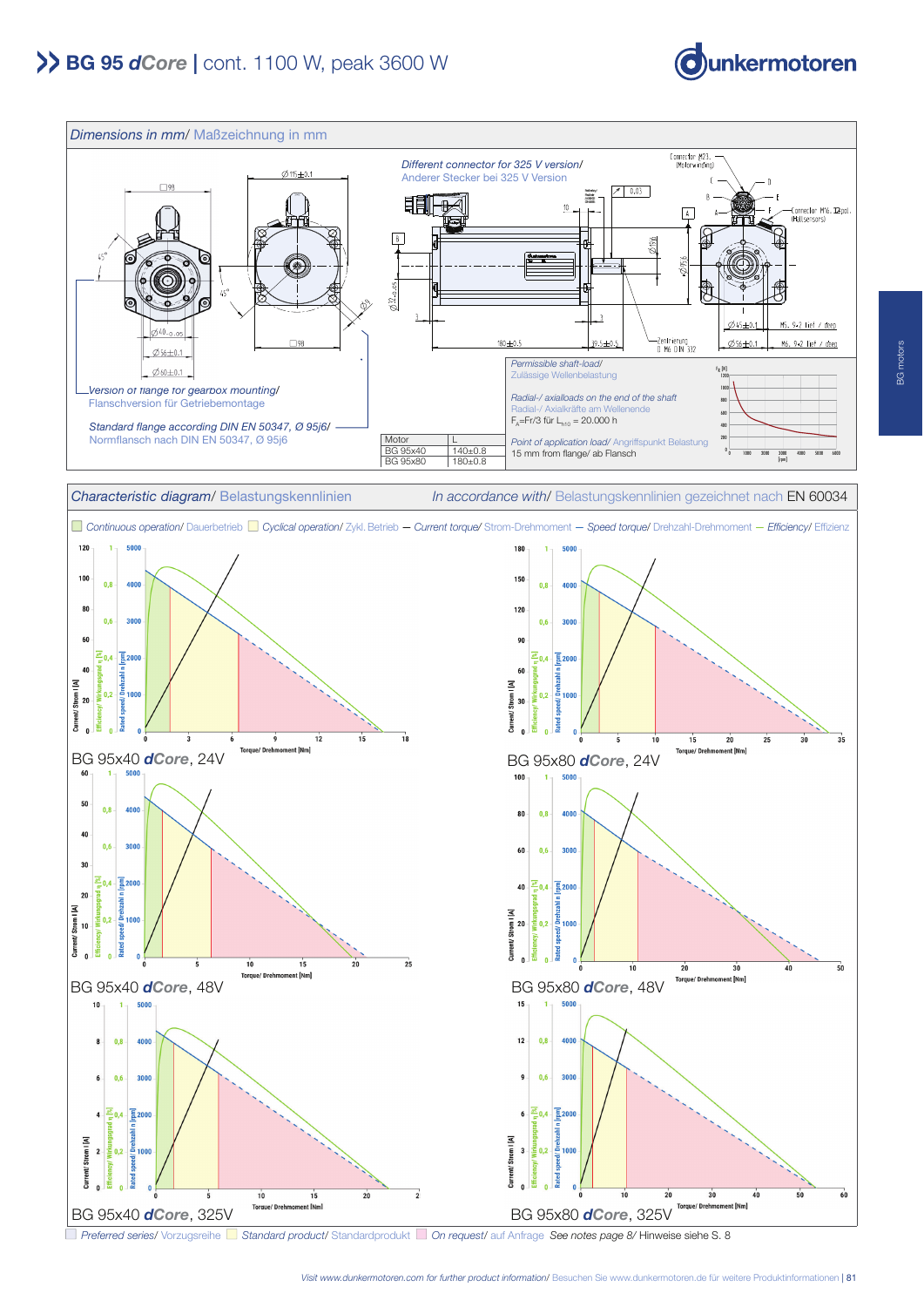# BG 95 *dCore* | cont. 1100 W, peak 3600 W

## *Dimensions in mm*/ Maßzeichnung in mm

*Different connector for 325 V version*/ Anderer Stecker bei 325 V Version

Connector M23 (Motorwinding)

Connector M16, 12pol. (Hallsensors)

□98

Ø115±0.1

45°

Ø40-0.05

Ø56±0.1

Ø60±0.1

Ø9

0,03

10

Ø19j6

Ø95j6

Ø32-0.05

3

3

180±0.5

39.5±0.5

Zentrierung D M6 DIN 332

Ø45±0.1 M5, 9-2 Tief / deep

Ø56±0.1 M6, 9-2 Tief / deep

*Version of flange for gearbox mounting*/ Flanschversion für Getriebemontage

*Standard flange according DIN EN 50347, Ø 95j6*/ Normflansch nach DIN EN 50347, Ø 95j6

| Motor | L |
|---|---|
| BG 95x40 | 140±0.8 |
| BG 95x80 | 180±0.8 |

*Permissible shaft-load*/ Zulässige Wellenbelastung

*Radial-/ axialloads on the end of the shaft*/ Radial-/ Axialkräfte am Wellenende

$F_A$=Fr/3 für $L_{h10}$ = 20.000 h

*Point of application load*/ Angriffspunkt Belastung
15 mm from flange/ ab Flansch

## *Characteristic diagram*/ Belastungskennlinien

*In accordance with*/ Belastungskennlinien gezeichnet nach EN 60034

*Continuous operation*/ Dauerbetrieb *Cyclical operation*/ Zykl. Betrieb — *Current torque*/ Strom-Drehmoment — *Speed torque*/ Drehzahl-Drehmoment — *Efficiency*/ Effizienz

Current/ Strom [A]
Efficiency/ Wirkungsgrad η [%]
Rated speed/ Drehzahl n [rpm]
Torque/ Drehmoment [Nm]

BG 95x40 **dCore**, 24V

BG 95x80 **dCore**, 24V

BG 95x40 **dCore**, 48V

BG 95x80 **dCore**, 48V

BG 95x40 **dCore**, 325V

BG 95x80 **dCore**, 325V

*Preferred series*/ Vorzugsreihe *Standard product*/ Standardprodukt *On request*/ auf Anfrage See notes page 8/ Hinweise siehe S. 8

*Visit www.dunkermotoren.com for further product information*/ Besuchen Sie www.dunkermotoren.de für weitere Produktinformationen